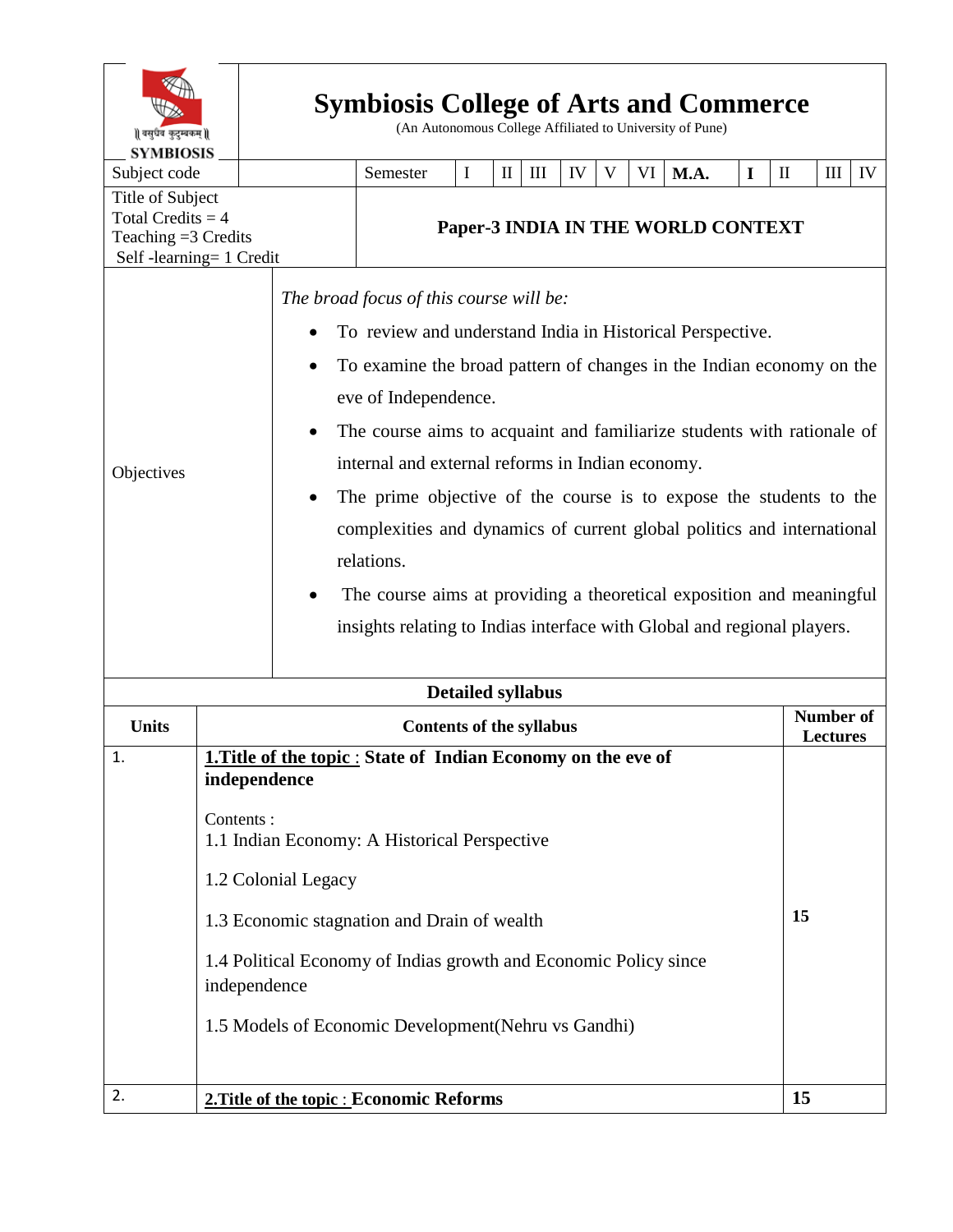# Symbiosis College of Arts and Commerce

(An Autonomous College Affiliated to University of Pune)

|| वसुधैव कुटुम्बकम् ||
SYMBIOSIS

| Subject code | | Semester | I | II | III | IV | V | VI | **M.A.** | **I** | II | III | IV |
|---|---|---|---|---|---|---|---|---|---|---|---|---|---|

| | |
|---|---|
| Title of Subject<br>Total Credits = 4<br>Teaching =3 Credits<br>Self -learning= 1 Credit | **Paper-3 INDIA IN THE WORLD CONTEXT** |

**Objectives**

*The broad focus of this course will be:*

- To review and understand India in Historical Perspective.
- To examine the broad pattern of changes in the Indian economy on the eve of Independence.
- The course aims to acquaint and familiarize students with rationale of internal and external reforms in Indian economy.
- The prime objective of the course is to expose the students to the complexities and dynamics of current global politics and international relations.
- The course aims at providing a theoretical exposition and meaningful insights relating to Indias interface with Global and regional players.

## Detailed syllabus

| **Units** | **Contents of the syllabus** | **Number of Lectures** |
|---|---|---|
| 1. | **<u>1.Title of the topic</u> : State of Indian Economy on the eve of independence**<br><br>Contents :<br>1.1 Indian Economy: A Historical Perspective<br><br>1.2 Colonial Legacy<br><br>1.3 Economic stagnation and Drain of wealth<br><br>1.4 Political Economy of Indias growth and Economic Policy since independence<br><br>1.5 Models of Economic Development(Nehru vs Gandhi) | **15** |
| 2. | **<u>2.Title of the topic</u> : Economic Reforms** | **15** |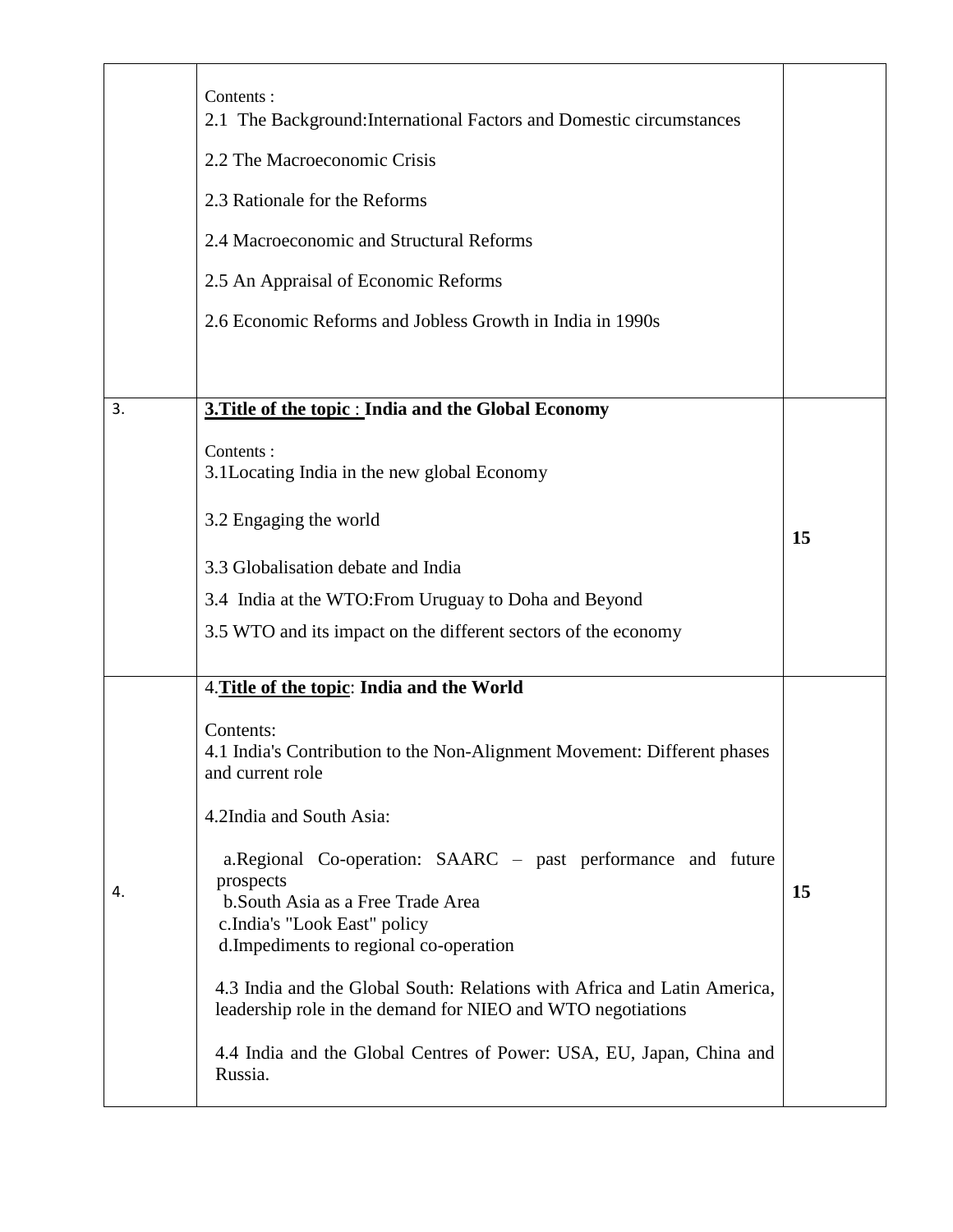| | | |
|---|---|---|
| | Contents :<br>2.1 The Background:International Factors and Domestic circumstances<br><br>2.2 The Macroeconomic Crisis<br><br>2.3 Rationale for the Reforms<br><br>2.4 Macroeconomic and Structural Reforms<br><br>2.5 An Appraisal of Economic Reforms<br><br>2.6 Economic Reforms and Jobless Growth in India in 1990s | |
| 3. | **<u>3.Title of the topic</u> : India and the Global Economy**<br><br>Contents :<br>3.1Locating India in the new global Economy<br><br>3.2 Engaging the world<br><br>3.3 Globalisation debate and India<br><br>3.4 India at the WTO:From Uruguay to Doha and Beyond<br><br>3.5 WTO and its impact on the different sectors of the economy | **15** |
| 4. | 4.**<u>Title of the topic</u>: India and the World**<br><br>Contents:<br>4.1 India's Contribution to the Non-Alignment Movement: Different phases and current role<br><br>4.2India and South Asia:<br><br>a.Regional Co-operation: SAARC – past performance and future prospects<br>b.South Asia as a Free Trade Area<br>c.India's "Look East" policy<br>d.Impediments to regional co-operation<br><br>4.3 India and the Global South: Relations with Africa and Latin America, leadership role in the demand for NIEO and WTO negotiations<br><br>4.4 India and the Global Centres of Power: USA, EU, Japan, China and Russia. | **15** |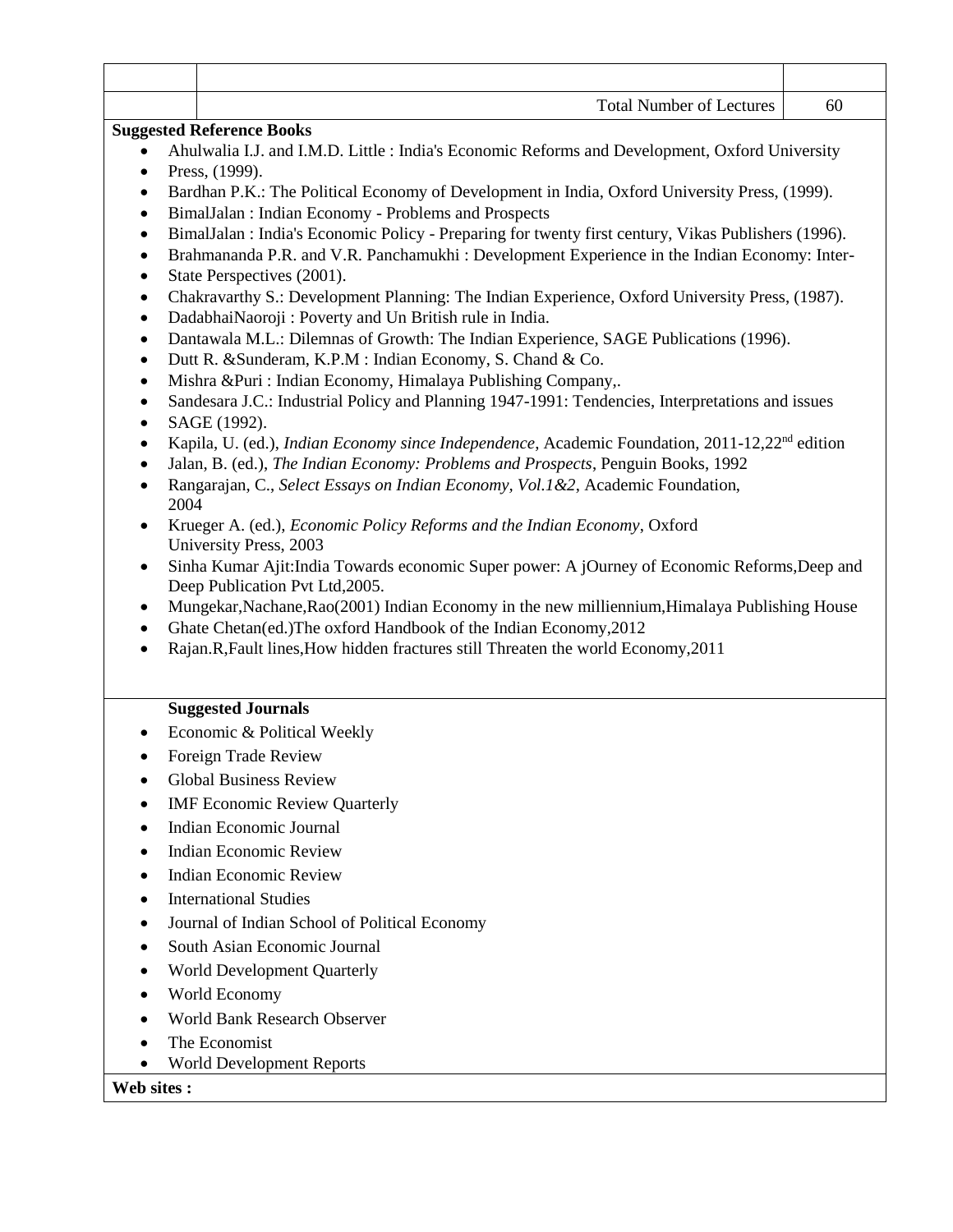| | | |
|---|---|---|
| | | |
| | Total Number of Lectures | 60 |

**Suggested Reference Books**

- Ahulwalia I.J. and I.M.D. Little : India's Economic Reforms and Development, Oxford University
- Press, (1999).
- Bardhan P.K.: The Political Economy of Development in India, Oxford University Press, (1999).
- BimalJalan : Indian Economy - Problems and Prospects
- BimalJalan : India's Economic Policy - Preparing for twenty first century, Vikas Publishers (1996).
- Brahmananda P.R. and V.R. Panchamukhi : Development Experience in the Indian Economy: Inter-
- State Perspectives (2001).
- Chakravarthy S.: Development Planning: The Indian Experience, Oxford University Press, (1987).
- DadabhaiNaoroji : Poverty and Un British rule in India.
- Dantawala M.L.: Dilemnas of Growth: The Indian Experience, SAGE Publications (1996).
- Dutt R. &Sunderam, K.P.M : Indian Economy, S. Chand & Co.
- Mishra &Puri : Indian Economy, Himalaya Publishing Company,.
- Sandesara J.C.: Industrial Policy and Planning 1947-1991: Tendencies, Interpretations and issues
- SAGE (1992).
- Kapila, U. (ed.), *Indian Economy since Independence*, Academic Foundation, 2011-12,22nd edition
- Jalan, B. (ed.), *The Indian Economy: Problems and Prospects*, Penguin Books, 1992
- Rangarajan, C., *Select Essays on Indian Economy, Vol.1&2*, Academic Foundation, 2004
- Krueger A. (ed.), *Economic Policy Reforms and the Indian Economy*, Oxford University Press, 2003
- Sinha Kumar Ajit:India Towards economic Super power: A jOurney of Economic Reforms,Deep and Deep Publication Pvt Ltd,2005.
- Mungekar,Nachane,Rao(2001) Indian Economy in the new milliennium,Himalaya Publishing House
- Ghate Chetan(ed.)The oxford Handbook of the Indian Economy,2012
- Rajan.R,Fault lines,How hidden fractures still Threaten the world Economy,2011

**Suggested Journals**

- Economic & Political Weekly
- Foreign Trade Review
- Global Business Review
- IMF Economic Review Quarterly
- Indian Economic Journal
- Indian Economic Review
- Indian Economic Review
- International Studies
- Journal of Indian School of Political Economy
- South Asian Economic Journal
- World Development Quarterly
- World Economy
- World Bank Research Observer
- The Economist
- World Development Reports

**Web sites :**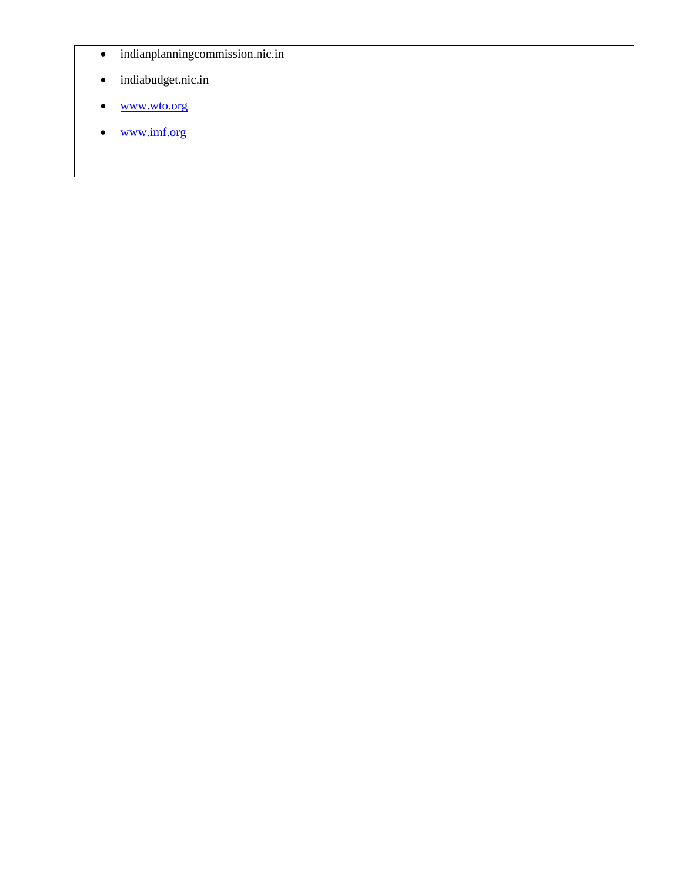- indianplanningcommission.nic.in
- indiabudget.nic.in
- www.wto.org
- www.imf.org